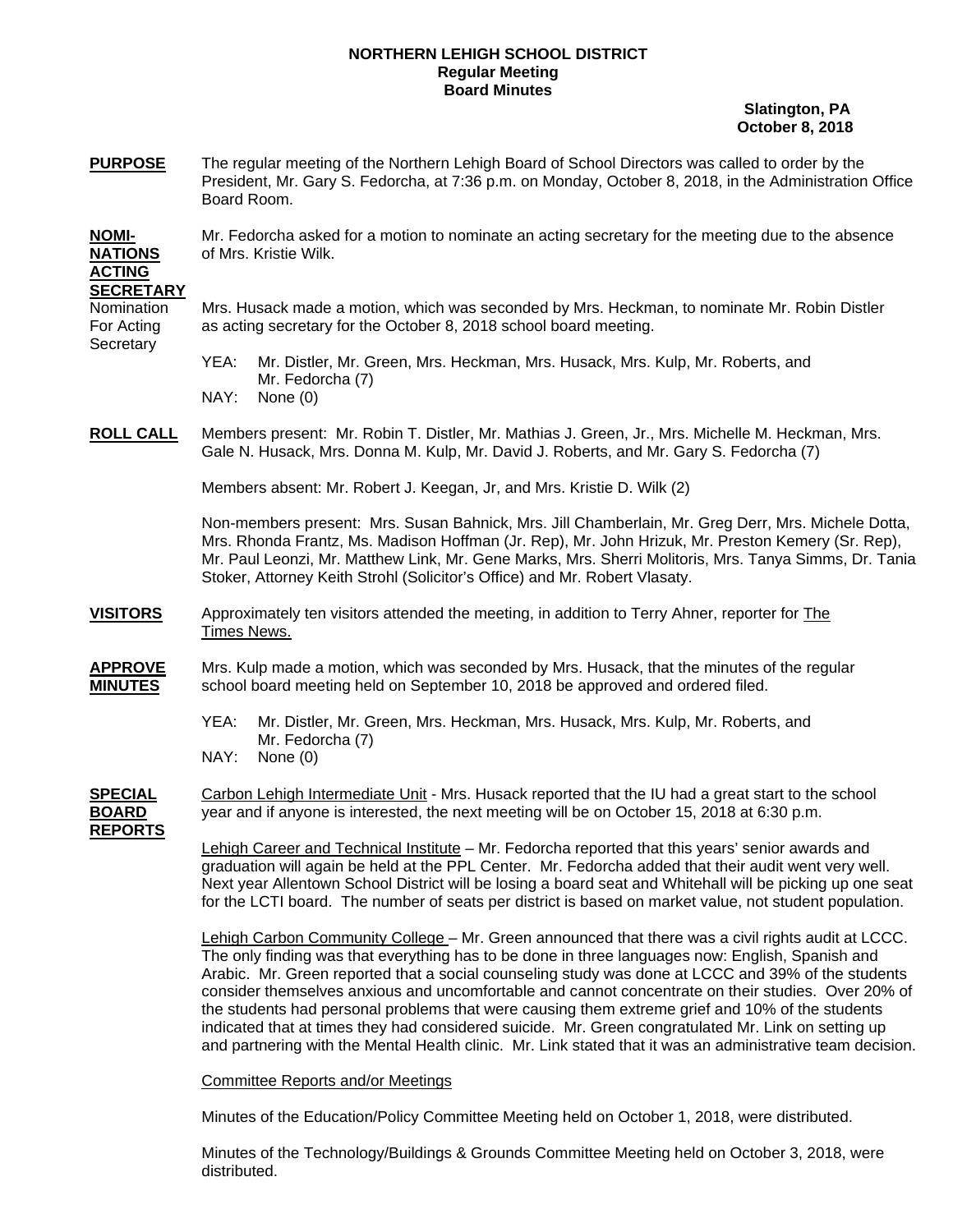**NORTHERN LEHIGH SCHOOL DISTRICT**
**Regular Meeting**
**Board Minutes**

**Slatington, PA**
**October 8, 2018**

**PURPOSE** The regular meeting of the Northern Lehigh Board of School Directors was called to order by the President, Mr. Gary S. Fedorcha, at 7:36 p.m. on Monday, October 8, 2018, in the Administration Office Board Room.

**NOMINATIONS ACTING SECRETARY** Mr. Fedorcha asked for a motion to nominate an acting secretary for the meeting due to the absence of Mrs. Kristie Wilk.

Nomination For Acting Secretary — Mrs. Husack made a motion, which was seconded by Mrs. Heckman, to nominate Mr. Robin Distler as acting secretary for the October 8, 2018 school board meeting.

YEA: Mr. Distler, Mr. Green, Mrs. Heckman, Mrs. Husack, Mrs. Kulp, Mr. Roberts, and Mr. Fedorcha (7)
NAY: None (0)

**ROLL CALL** Members present: Mr. Robin T. Distler, Mr. Mathias J. Green, Jr., Mrs. Michelle M. Heckman, Mrs. Gale N. Husack, Mrs. Donna M. Kulp, Mr. David J. Roberts, and Mr. Gary S. Fedorcha (7)

Members absent: Mr. Robert J. Keegan, Jr, and Mrs. Kristie D. Wilk (2)

Non-members present: Mrs. Susan Bahnick, Mrs. Jill Chamberlain, Mr. Greg Derr, Mrs. Michele Dotta, Mrs. Rhonda Frantz, Ms. Madison Hoffman (Jr. Rep), Mr. John Hrizuk, Mr. Preston Kemery (Sr. Rep), Mr. Paul Leonzi, Mr. Matthew Link, Mr. Gene Marks, Mrs. Sherri Molitoris, Mrs. Tanya Simms, Dr. Tania Stoker, Attorney Keith Strohl (Solicitor's Office) and Mr. Robert Vlasaty.

**VISITORS** Approximately ten visitors attended the meeting, in addition to Terry Ahner, reporter for The Times News.

**APPROVE MINUTES** Mrs. Kulp made a motion, which was seconded by Mrs. Husack, that the minutes of the regular school board meeting held on September 10, 2018 be approved and ordered filed.

YEA: Mr. Distler, Mr. Green, Mrs. Heckman, Mrs. Husack, Mrs. Kulp, Mr. Roberts, and Mr. Fedorcha (7)
NAY: None (0)

**SPECIAL BOARD REPORTS** Carbon Lehigh Intermediate Unit - Mrs. Husack reported that the IU had a great start to the school year and if anyone is interested, the next meeting will be on October 15, 2018 at 6:30 p.m.

Lehigh Career and Technical Institute – Mr. Fedorcha reported that this years' senior awards and graduation will again be held at the PPL Center. Mr. Fedorcha added that their audit went very well. Next year Allentown School District will be losing a board seat and Whitehall will be picking up one seat for the LCTI board. The number of seats per district is based on market value, not student population.

Lehigh Carbon Community College – Mr. Green announced that there was a civil rights audit at LCCC. The only finding was that everything has to be done in three languages now: English, Spanish and Arabic. Mr. Green reported that a social counseling study was done at LCCC and 39% of the students consider themselves anxious and uncomfortable and cannot concentrate on their studies. Over 20% of the students had personal problems that were causing them extreme grief and 10% of the students indicated that at times they had considered suicide. Mr. Green congratulated Mr. Link on setting up and partnering with the Mental Health clinic. Mr. Link stated that it was an administrative team decision.

Committee Reports and/or Meetings

Minutes of the Education/Policy Committee Meeting held on October 1, 2018, were distributed.

Minutes of the Technology/Buildings & Grounds Committee Meeting held on October 3, 2018, were distributed.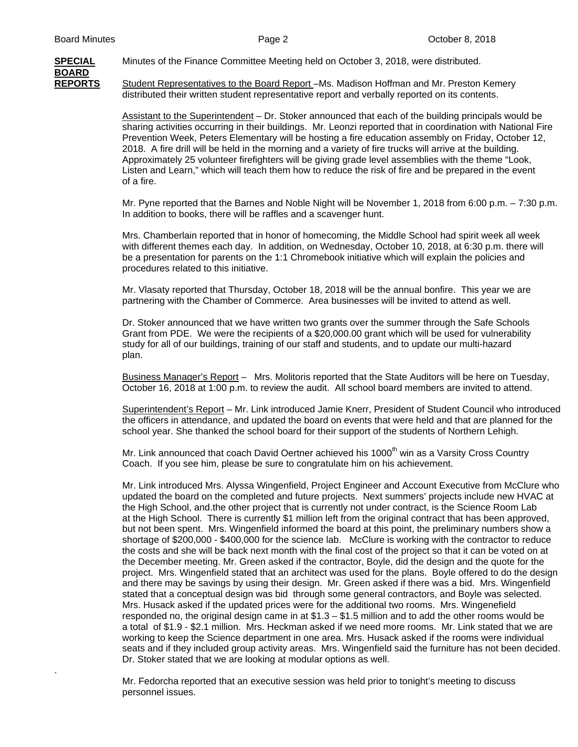**SPECIAL BOARD REPORTS**

Minutes of the Finance Committee Meeting held on October 3, 2018, were distributed.

Student Representatives to the Board Report –Ms. Madison Hoffman and Mr. Preston Kemery distributed their written student representative report and verbally reported on its contents.

Assistant to the Superintendent – Dr. Stoker announced that each of the building principals would be sharing activities occurring in their buildings. Mr. Leonzi reported that in coordination with National Fire Prevention Week, Peters Elementary will be hosting a fire education assembly on Friday, October 12, 2018. A fire drill will be held in the morning and a variety of fire trucks will arrive at the building. Approximately 25 volunteer firefighters will be giving grade level assemblies with the theme "Look, Listen and Learn," which will teach them how to reduce the risk of fire and be prepared in the event of a fire.

Mr. Pyne reported that the Barnes and Noble Night will be November 1, 2018 from 6:00 p.m. – 7:30 p.m. In addition to books, there will be raffles and a scavenger hunt.

Mrs. Chamberlain reported that in honor of homecoming, the Middle School had spirit week all week with different themes each day. In addition, on Wednesday, October 10, 2018, at 6:30 p.m. there will be a presentation for parents on the 1:1 Chromebook initiative which will explain the policies and procedures related to this initiative.

Mr. Vlasaty reported that Thursday, October 18, 2018 will be the annual bonfire. This year we are partnering with the Chamber of Commerce. Area businesses will be invited to attend as well.

Dr. Stoker announced that we have written two grants over the summer through the Safe Schools Grant from PDE. We were the recipients of a $20,000.00 grant which will be used for vulnerability study for all of our buildings, training of our staff and students, and to update our multi-hazard plan.

Business Manager's Report – Mrs. Molitoris reported that the State Auditors will be here on Tuesday, October 16, 2018 at 1:00 p.m. to review the audit. All school board members are invited to attend.

Superintendent's Report – Mr. Link introduced Jamie Knerr, President of Student Council who introduced the officers in attendance, and updated the board on events that were held and that are planned for the school year. She thanked the school board for their support of the students of Northern Lehigh.

Mr. Link announced that coach David Oertner achieved his 1000th win as a Varsity Cross Country Coach. If you see him, please be sure to congratulate him on his achievement.

Mr. Link introduced Mrs. Alyssa Wingenfield, Project Engineer and Account Executive from McClure who updated the board on the completed and future projects. Next summers' projects include new HVAC at the High School, and.the other project that is currently not under contract, is the Science Room Lab at the High School. There is currently $1 million left from the original contract that has been approved, but not been spent. Mrs. Wingenfield informed the board at this point, the preliminary numbers show a shortage of $200,000 - $400,000 for the science lab. McClure is working with the contractor to reduce the costs and she will be back next month with the final cost of the project so that it can be voted on at the December meeting. Mr. Green asked if the contractor, Boyle, did the design and the quote for the project. Mrs. Wingenfield stated that an architect was used for the plans. Boyle offered to do the design and there may be savings by using their design. Mr. Green asked if there was a bid. Mrs. Wingenfield stated that a conceptual design was bid through some general contractors, and Boyle was selected. Mrs. Husack asked if the updated prices were for the additional two rooms. Mrs. Wingenefield responded no, the original design came in at $1.3 – $1.5 million and to add the other rooms would be a total of $1.9 - $2.1 million. Mrs. Heckman asked if we need more rooms. Mr. Link stated that we are working to keep the Science department in one area. Mrs. Husack asked if the rooms were individual seats and if they included group activity areas. Mrs. Wingenfield said the furniture has not been decided. Dr. Stoker stated that we are looking at modular options as well.

Mr. Fedorcha reported that an executive session was held prior to tonight's meeting to discuss personnel issues.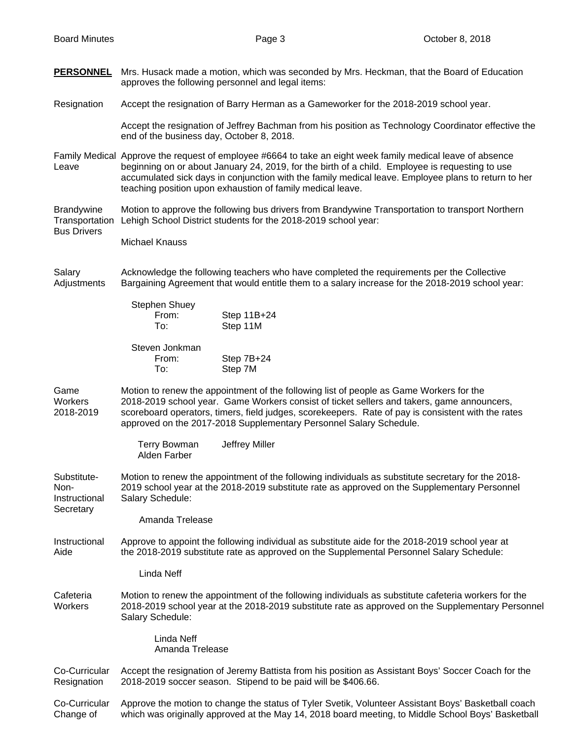**PERSONNEL** Mrs. Husack made a motion, which was seconded by Mrs. Heckman, that the Board of Education approves the following personnel and legal items:

Resignation

Accept the resignation of Barry Herman as a Gameworker for the 2018-2019 school year.

Accept the resignation of Jeffrey Bachman from his position as Technology Coordinator effective the end of the business day, October 8, 2018.

Family Medical Leave

Approve the request of employee #6664 to take an eight week family medical leave of absence beginning on or about January 24, 2019, for the birth of a child. Employee is requesting to use accumulated sick days in conjunction with the family medical leave. Employee plans to return to her teaching position upon exhaustion of family medical leave.

Brandywine Transportation Bus Drivers

Motion to approve the following bus drivers from Brandywine Transportation to transport Northern Lehigh School District students for the 2018-2019 school year:

Michael Knauss

Salary Adjustments

Acknowledge the following teachers who have completed the requirements per the Collective Bargaining Agreement that would entitle them to a salary increase for the 2018-2019 school year:

Stephen Shuey
From: Step 11B+24
To: Step 11M

Steven Jonkman
From: Step 7B+24
To: Step 7M

Game Workers 2018-2019

Motion to renew the appointment of the following list of people as Game Workers for the 2018-2019 school year. Game Workers consist of ticket sellers and takers, game announcers, scoreboard operators, timers, field judges, scorekeepers. Rate of pay is consistent with the rates approved on the 2017-2018 Supplementary Personnel Salary Schedule.

Terry Bowman
Alden Farber
Jeffrey Miller

Substitute-Non-Instructional Secretary

Motion to renew the appointment of the following individuals as substitute secretary for the 2018-2019 school year at the 2018-2019 substitute rate as approved on the Supplementary Personnel Salary Schedule:

Amanda Trelease

Instructional Aide

Approve to appoint the following individual as substitute aide for the 2018-2019 school year at the 2018-2019 substitute rate as approved on the Supplemental Personnel Salary Schedule:

Linda Neff

Cafeteria Workers

Motion to renew the appointment of the following individuals as substitute cafeteria workers for the 2018-2019 school year at the 2018-2019 substitute rate as approved on the Supplementary Personnel Salary Schedule:

Linda Neff
Amanda Trelease

Co-Curricular Resignation

Accept the resignation of Jeremy Battista from his position as Assistant Boys' Soccer Coach for the 2018-2019 soccer season. Stipend to be paid will be $406.66.

Co-Curricular Change of

Approve the motion to change the status of Tyler Svetik, Volunteer Assistant Boys' Basketball coach which was originally approved at the May 14, 2018 board meeting, to Middle School Boys' Basketball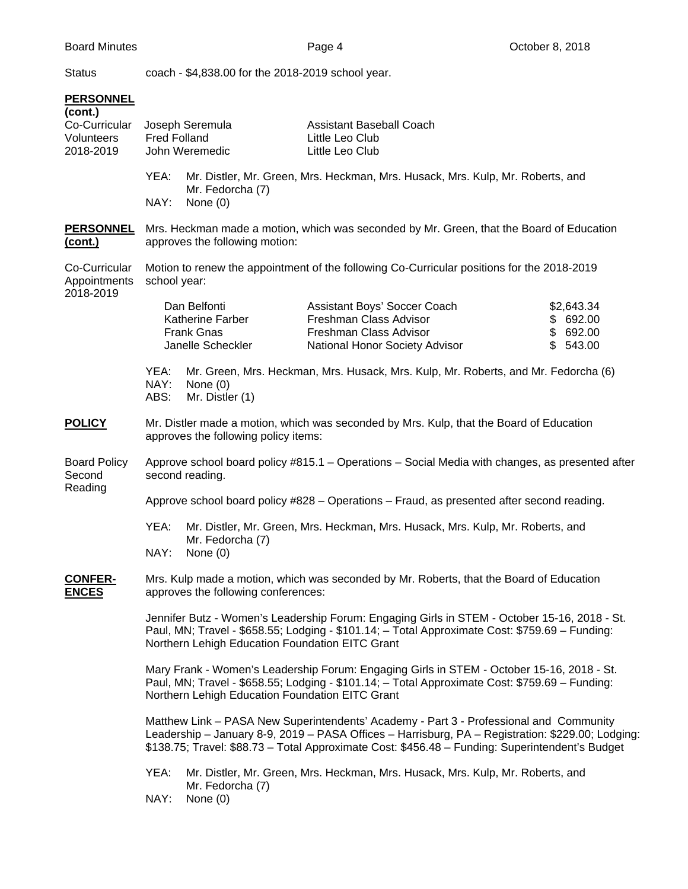Status coach - $4,838.00 for the 2018-2019 school year.

**PERSONNEL (cont.)**

Co-Curricular Volunteers 2018-2019

| | |
|---|---|
| Joseph Seremula | Assistant Baseball Coach |
| Fred Folland | Little Leo Club |
| John Weremedic | Little Leo Club |

YEA: Mr. Distler, Mr. Green, Mrs. Heckman, Mrs. Husack, Mrs. Kulp, Mr. Roberts, and Mr. Fedorcha (7)
NAY: None (0)

**PERSONNEL (cont.)**

Mrs. Heckman made a motion, which was seconded by Mr. Green, that the Board of Education approves the following motion:

Co-Curricular Appointments 2018-2019

Motion to renew the appointment of the following Co-Curricular positions for the 2018-2019 school year:

| | | |
|---|---|---|
| Dan Belfonti | Assistant Boys' Soccer Coach | $2,643.34 |
| Katherine Farber | Freshman Class Advisor | $ 692.00 |
| Frank Gnas | Freshman Class Advisor | $ 692.00 |
| Janelle Scheckler | National Honor Society Advisor | $ 543.00 |

YEA: Mr. Green, Mrs. Heckman, Mrs. Husack, Mrs. Kulp, Mr. Roberts, and Mr. Fedorcha (6)
NAY: None (0)
ABS: Mr. Distler (1)

**POLICY**

Mr. Distler made a motion, which was seconded by Mrs. Kulp, that the Board of Education approves the following policy items:

Board Policy Second Reading

Approve school board policy #815.1 – Operations – Social Media with changes, as presented after second reading.

Approve school board policy #828 – Operations – Fraud, as presented after second reading.

YEA: Mr. Distler, Mr. Green, Mrs. Heckman, Mrs. Husack, Mrs. Kulp, Mr. Roberts, and Mr. Fedorcha (7)
NAY: None (0)

**CONFERENCES**

Mrs. Kulp made a motion, which was seconded by Mr. Roberts, that the Board of Education approves the following conferences:

Jennifer Butz - Women's Leadership Forum: Engaging Girls in STEM - October 15-16, 2018 - St. Paul, MN; Travel - $658.55; Lodging - $101.14; – Total Approximate Cost: $759.69 – Funding: Northern Lehigh Education Foundation EITC Grant

Mary Frank - Women's Leadership Forum: Engaging Girls in STEM - October 15-16, 2018 - St. Paul, MN; Travel - $658.55; Lodging - $101.14; – Total Approximate Cost: $759.69 – Funding: Northern Lehigh Education Foundation EITC Grant

Matthew Link – PASA New Superintendents' Academy - Part 3 - Professional and Community Leadership – January 8-9, 2019 – PASA Offices – Harrisburg, PA – Registration: $229.00; Lodging: $138.75; Travel: $88.73 – Total Approximate Cost: $456.48 – Funding: Superintendent's Budget

YEA: Mr. Distler, Mr. Green, Mrs. Heckman, Mrs. Husack, Mrs. Kulp, Mr. Roberts, and Mr. Fedorcha (7)
NAY: None (0)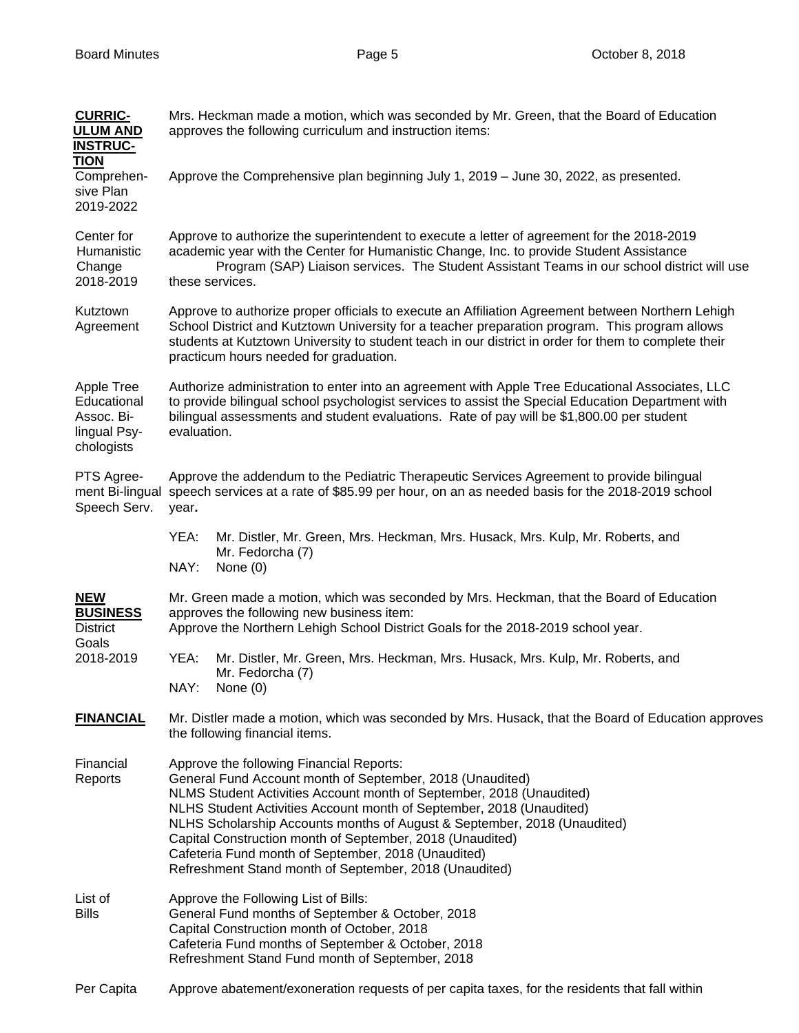**CURRICULUM AND INSTRUCTION**

Mrs. Heckman made a motion, which was seconded by Mr. Green, that the Board of Education approves the following curriculum and instruction items:

Comprehensive Plan 2019-2022

Approve the Comprehensive plan beginning July 1, 2019 – June 30, 2022, as presented.

Center for Humanistic Change 2018-2019

Approve to authorize the superintendent to execute a letter of agreement for the 2018-2019 academic year with the Center for Humanistic Change, Inc. to provide Student Assistance Program (SAP) Liaison services. The Student Assistant Teams in our school district will use these services.

Kutztown Agreement

Approve to authorize proper officials to execute an Affiliation Agreement between Northern Lehigh School District and Kutztown University for a teacher preparation program. This program allows students at Kutztown University to student teach in our district in order for them to complete their practicum hours needed for graduation.

Apple Tree Educational Assoc. Bi-lingual Psychologists

Authorize administration to enter into an agreement with Apple Tree Educational Associates, LLC to provide bilingual school psychologist services to assist the Special Education Department with bilingual assessments and student evaluations. Rate of pay will be $1,800.00 per student evaluation.

PTS Agreement Bi-lingual Speech Serv.

Approve the addendum to the Pediatric Therapeutic Services Agreement to provide bilingual speech services at a rate of $85.99 per hour, on an as needed basis for the 2018-2019 school year**.**

YEA: Mr. Distler, Mr. Green, Mrs. Heckman, Mrs. Husack, Mrs. Kulp, Mr. Roberts, and Mr. Fedorcha (7)
NAY: None (0)

**NEW BUSINESS**

District Goals 2018-2019

Mr. Green made a motion, which was seconded by Mrs. Heckman, that the Board of Education approves the following new business item:
Approve the Northern Lehigh School District Goals for the 2018-2019 school year.

YEA: Mr. Distler, Mr. Green, Mrs. Heckman, Mrs. Husack, Mrs. Kulp, Mr. Roberts, and Mr. Fedorcha (7)
NAY: None (0)

**FINANCIAL**

Mr. Distler made a motion, which was seconded by Mrs. Husack, that the Board of Education approves the following financial items.

Financial Reports

Approve the following Financial Reports:
General Fund Account month of September, 2018 (Unaudited)
NLMS Student Activities Account month of September, 2018 (Unaudited)
NLHS Student Activities Account month of September, 2018 (Unaudited)
NLHS Scholarship Accounts months of August & September, 2018 (Unaudited)
Capital Construction month of September, 2018 (Unaudited)
Cafeteria Fund month of September, 2018 (Unaudited)
Refreshment Stand month of September, 2018 (Unaudited)

List of Bills

Approve the Following List of Bills:
General Fund months of September & October, 2018
Capital Construction month of October, 2018
Cafeteria Fund months of September & October, 2018
Refreshment Stand Fund month of September, 2018

Per Capita

Approve abatement/exoneration requests of per capita taxes, for the residents that fall within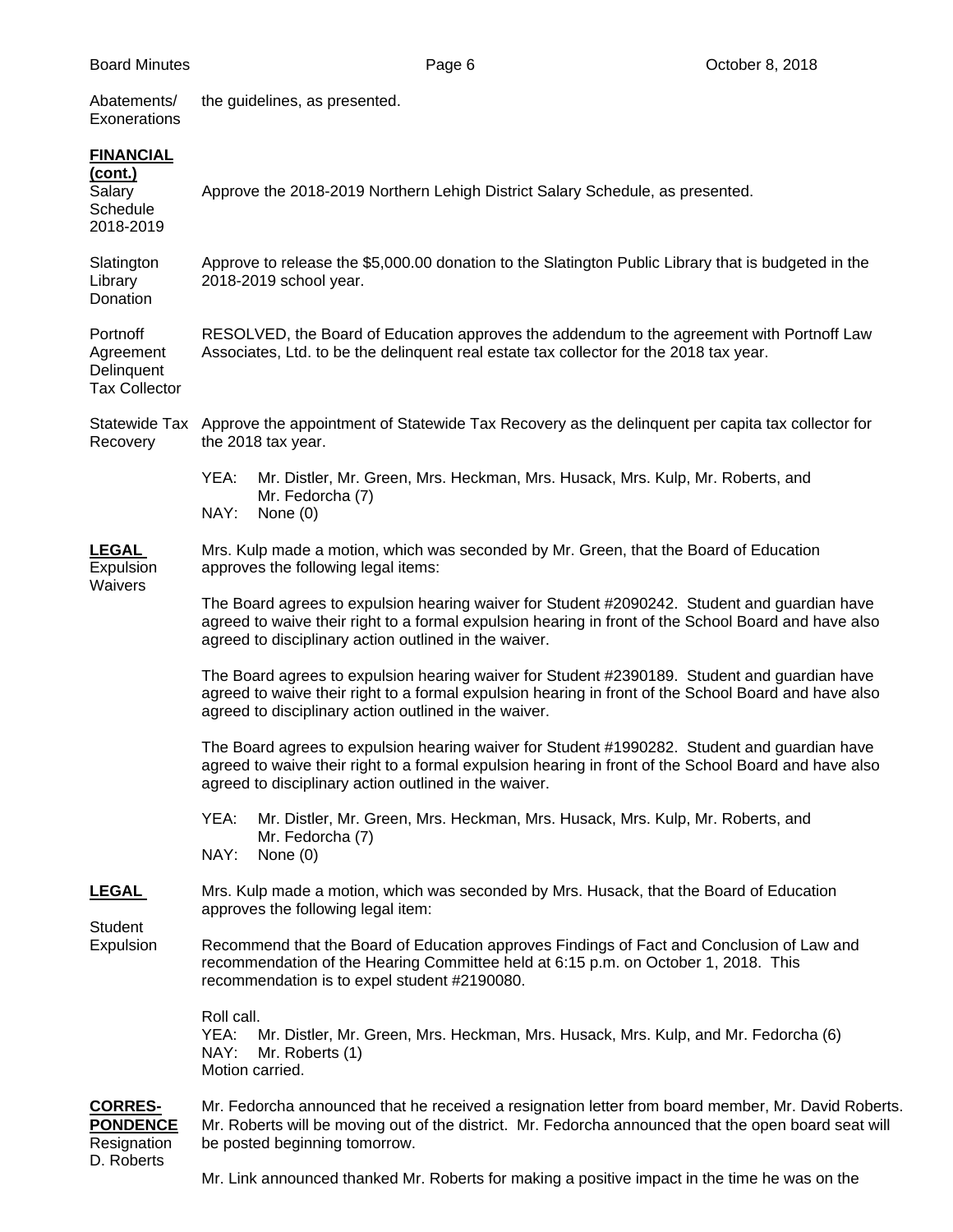Abatements/ Exonerations — the guidelines, as presented.

**FINANCIAL (cont.)**

Salary Schedule 2018-2019 — Approve the 2018-2019 Northern Lehigh District Salary Schedule, as presented.

Slatington Library Donation — Approve to release the $5,000.00 donation to the Slatington Public Library that is budgeted in the 2018-2019 school year.

Portnoff Agreement Delinquent Tax Collector — RESOLVED, the Board of Education approves the addendum to the agreement with Portnoff Law Associates, Ltd. to be the delinquent real estate tax collector for the 2018 tax year.

Statewide Tax Recovery — Approve the appointment of Statewide Tax Recovery as the delinquent per capita tax collector for the 2018 tax year.

YEA: Mr. Distler, Mr. Green, Mrs. Heckman, Mrs. Husack, Mrs. Kulp, Mr. Roberts, and Mr. Fedorcha (7)
NAY: None (0)

**LEGAL**

Expulsion Waivers — Mrs. Kulp made a motion, which was seconded by Mr. Green, that the Board of Education approves the following legal items:

The Board agrees to expulsion hearing waiver for Student #2090242. Student and guardian have agreed to waive their right to a formal expulsion hearing in front of the School Board and have also agreed to disciplinary action outlined in the waiver.

The Board agrees to expulsion hearing waiver for Student #2390189. Student and guardian have agreed to waive their right to a formal expulsion hearing in front of the School Board and have also agreed to disciplinary action outlined in the waiver.

The Board agrees to expulsion hearing waiver for Student #1990282. Student and guardian have agreed to waive their right to a formal expulsion hearing in front of the School Board and have also agreed to disciplinary action outlined in the waiver.

YEA: Mr. Distler, Mr. Green, Mrs. Heckman, Mrs. Husack, Mrs. Kulp, Mr. Roberts, and Mr. Fedorcha (7)
NAY: None (0)

**LEGAL**

Student Expulsion — Mrs. Kulp made a motion, which was seconded by Mrs. Husack, that the Board of Education approves the following legal item:

Recommend that the Board of Education approves Findings of Fact and Conclusion of Law and recommendation of the Hearing Committee held at 6:15 p.m. on October 1, 2018. This recommendation is to expel student #2190080.

Roll call.
YEA: Mr. Distler, Mr. Green, Mrs. Heckman, Mrs. Husack, Mrs. Kulp, and Mr. Fedorcha (6)
NAY: Mr. Roberts (1)
Motion carried.

**CORRESPONDENCE**

Resignation D. Roberts — Mr. Fedorcha announced that he received a resignation letter from board member, Mr. David Roberts. Mr. Roberts will be moving out of the district. Mr. Fedorcha announced that the open board seat will be posted beginning tomorrow.

Mr. Link announced thanked Mr. Roberts for making a positive impact in the time he was on the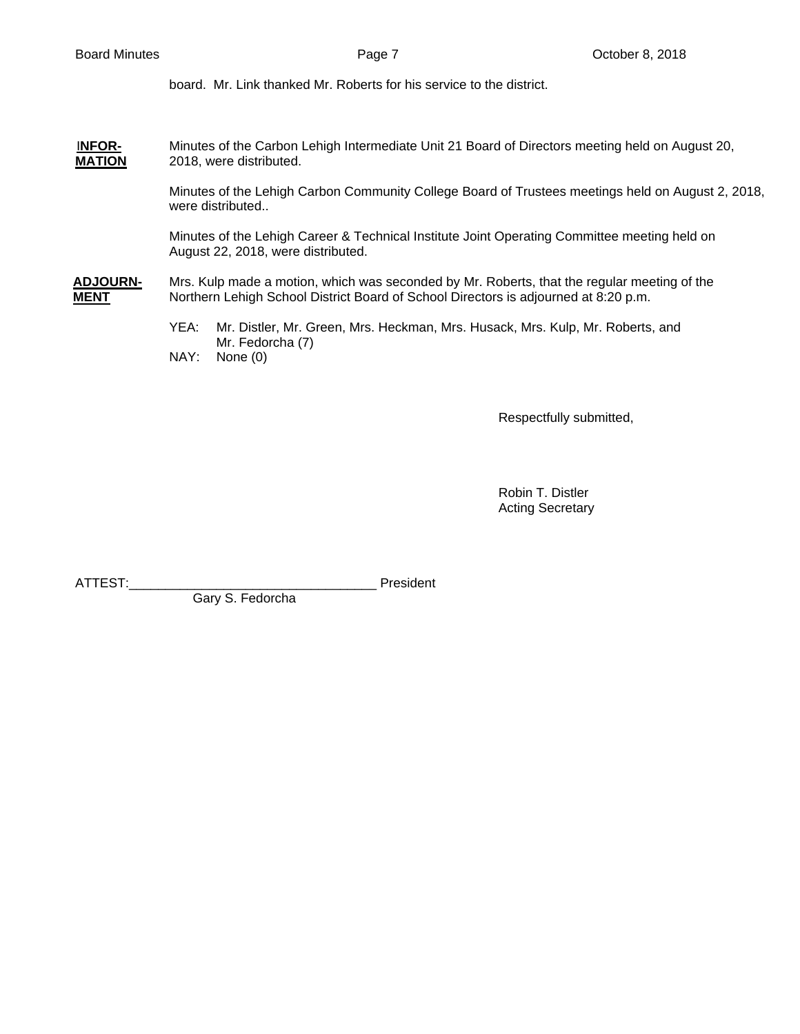board. Mr. Link thanked Mr. Roberts for his service to the district.

**INFORMATION**

Minutes of the Carbon Lehigh Intermediate Unit 21 Board of Directors meeting held on August 20, 2018, were distributed.

Minutes of the Lehigh Carbon Community College Board of Trustees meetings held on August 2, 2018, were distributed..

Minutes of the Lehigh Career & Technical Institute Joint Operating Committee meeting held on August 22, 2018, were distributed.

**ADJOURNMENT**

Mrs. Kulp made a motion, which was seconded by Mr. Roberts, that the regular meeting of the Northern Lehigh School District Board of School Directors is adjourned at 8:20 p.m.

YEA: Mr. Distler, Mr. Green, Mrs. Heckman, Mrs. Husack, Mrs. Kulp, Mr. Roberts, and Mr. Fedorcha (7)
NAY: None (0)

Respectfully submitted,

Robin T. Distler
Acting Secretary

ATTEST:_________________________________ President
Gary S. Fedorcha